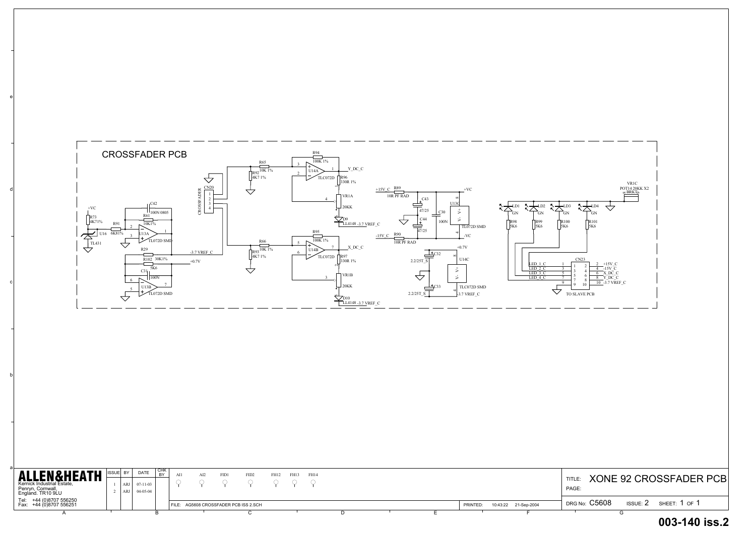# CROSSFADER PCB

+VC, R73 4K71%, U16 TL431, R91 6K81%, U13A TL072D SMD, C42 100N 0805, R61 10K1%, R29, R102 30K1%, 5K6, C31 100N, U13B TL072D SMD, -3.7 VREF_C, +0.7V

CN20 CROSSFADER 1 2 3 4

R65 10K 1%, R92 4K7 1%, R94 100K 1%, U14A TLC072D, Y_DC_C, R96 330R 1%, VR1A 20KK, D9 LL4148 -3.7 VREF_C

R66 10K 1%, R93 4K7 1%, R95 100K 1%, U14B TLC072D, X_DC_C, R97 330R 1%, VR1B 20KK, D10 LL4148 -3.7 VREF_C

+15V_C R89 10R PF RAD, C43 47/25, C44 47/25, C30 100N, U13C TL072D SMD, +VC, -VC, -15V_C R90 10R PF RAD

+0.7V, C32 2.2/25T_S, C33 2.2/25T_S, U14C TLC072D SMD, -3.7 VREF_C

LD1 GN, LD2 GN, LD3 GN, LD4 GN, R98 5K6, R99 5K6, R100 5K6, R101 5K6

VR1C POT14 20KK X2 BRKT

CN23 TO SLAVE PCB

| Signal | Pin | Pin | Signal |
|---|---|---|---|
| LED_1_C | 1 | 2 | +15V_C |
| LED_2_C | 3 | 4 | -15V_C |
| LED_3_C | 5 | 6 | X_DC_C |
| LED_4_C | 7 | 8 | Y_DC_C |
| | 9 | 10 | -3.7 VREF_C |

**ALLEN&HEATH**
Kernick Industrial Estate,
Penryn, Cornwall,
England. TR10 9LU
Tel: +44 (0)8707 556250
Fax: +44 (0)8707 556251

| ISSUE | BY | DATE | CHK BY |
|---|---|---|---|
| 1 | ARJ | 07-11-03 | |
| 2 | ARJ | 04-05-04 | |

AI1 AI2 FID1 FID2 FH12 FH13 FH14

FILE: AG5608 CROSSFADER PCB ISS 2.SCH

PRINTED: 10:43:22 21-Sep-2004

TITLE: XONE 92 CROSSFADER PCB
PAGE:

DRG No: C5608 ISSUE: 2 SHEET: 1 OF 1

**003-140 iss.2**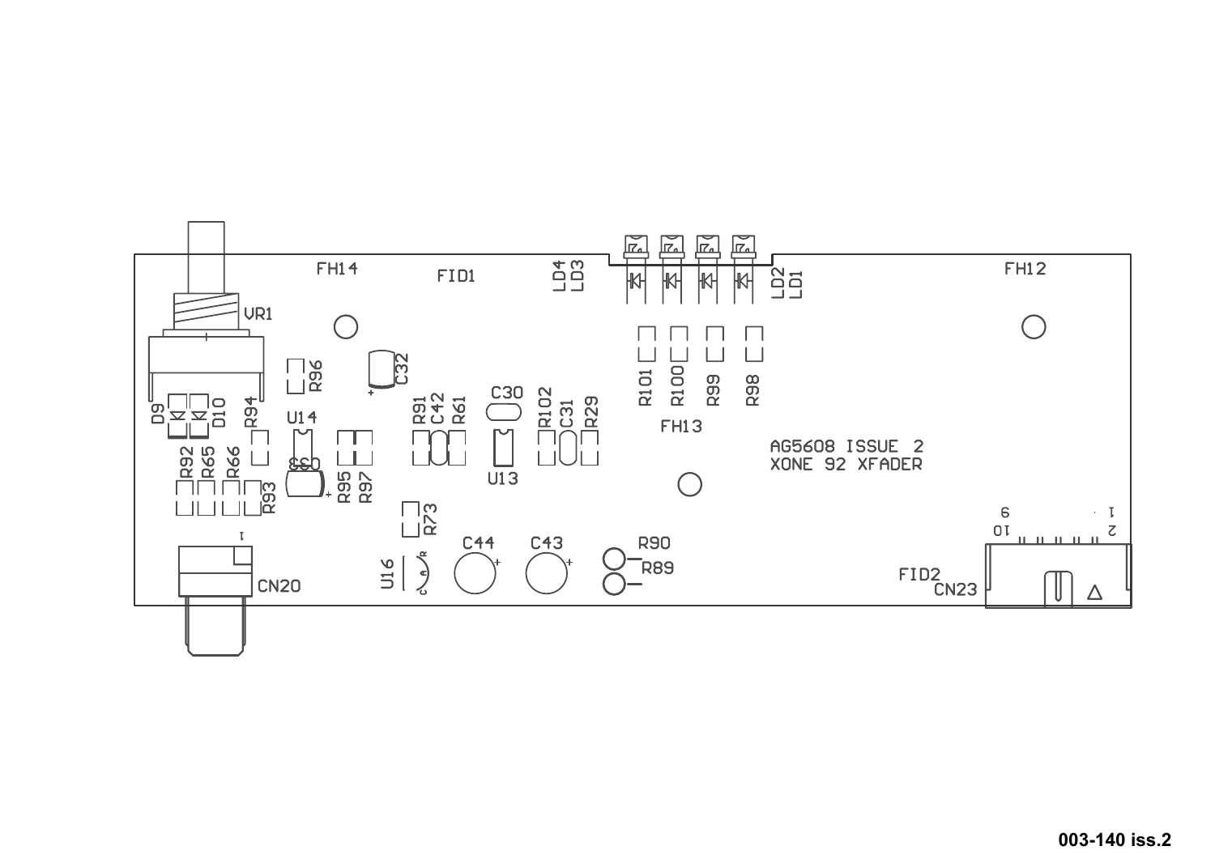AG5608 ISSUE 2
XONE 92 XFADER

003-140 iss.2